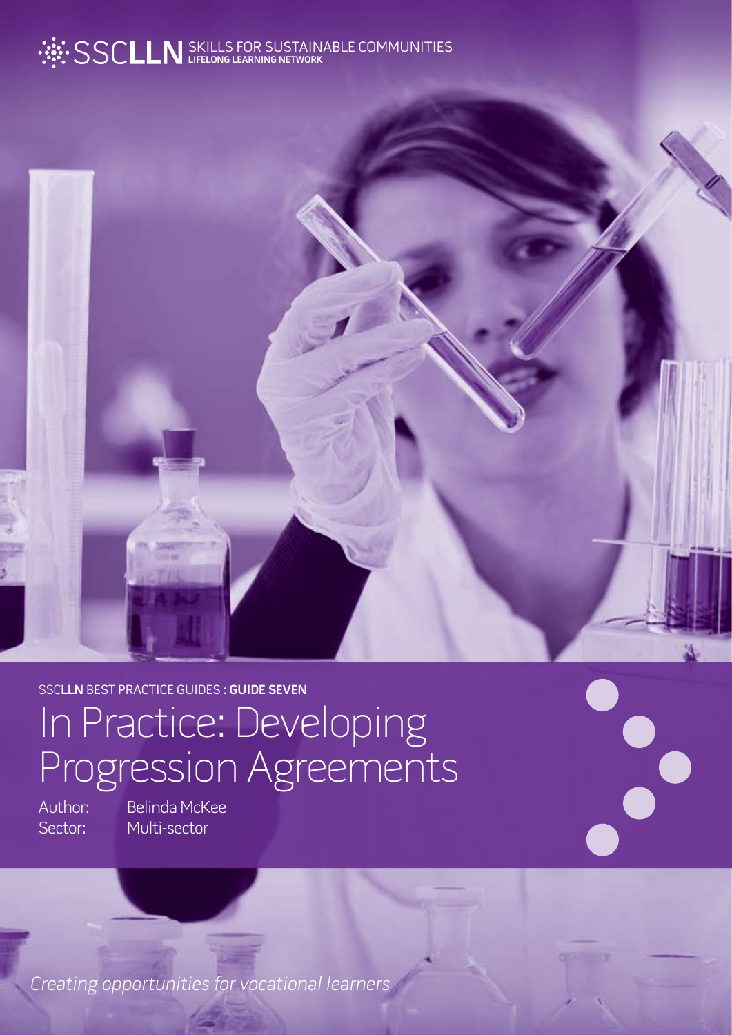SSCLLN SKILLS FOR SUSTAINABLE COMMUNITIES
LIFELONG LEARNING NETWORK

SSC**LLN** BEST PRACTICE GUIDES : **GUIDE SEVEN**

# In Practice: Developing Progression Agreements

Author: Belinda McKee
Sector: Multi-sector

*Creating opportunities for vocational learners*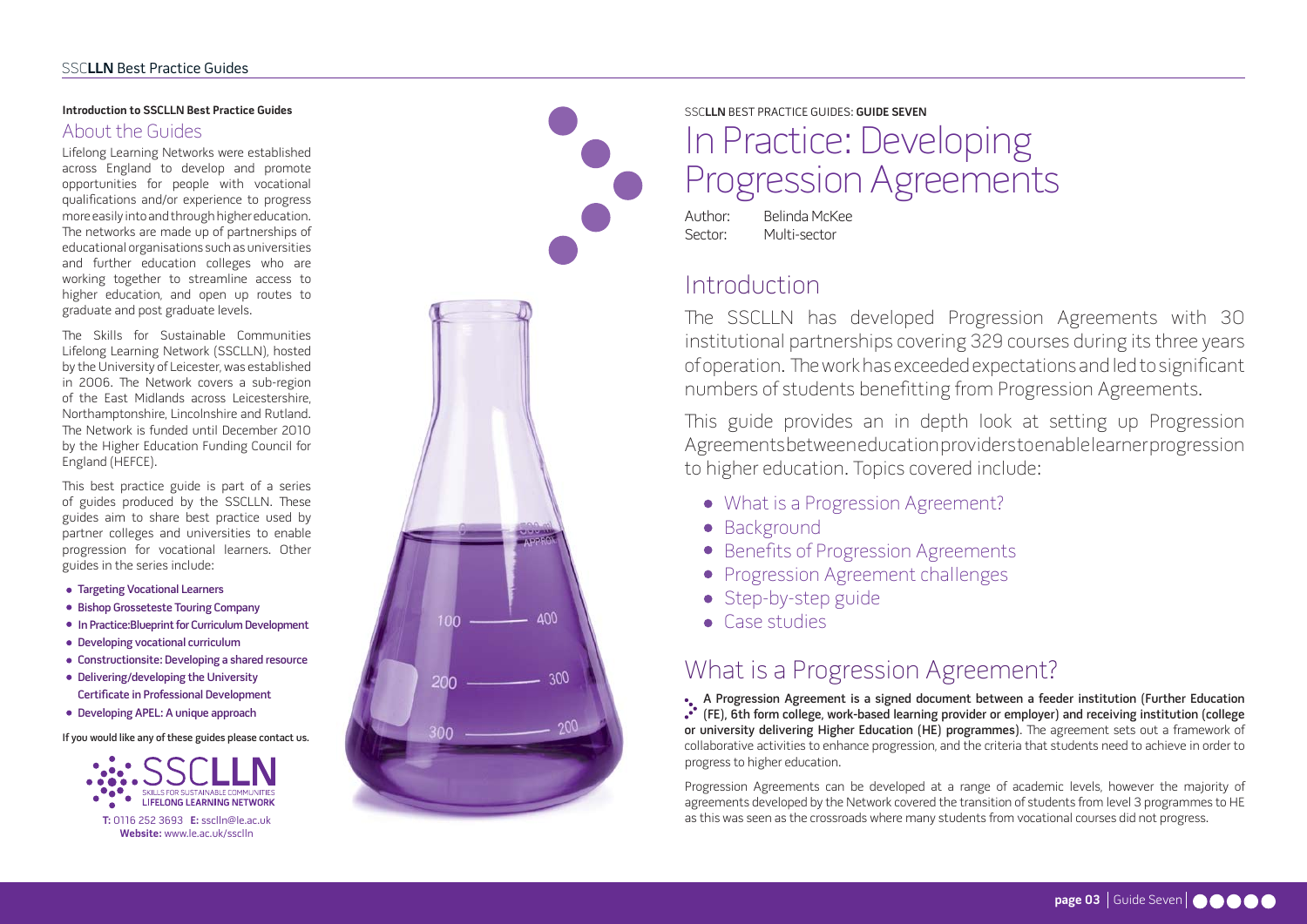**Introduction to SSCLLN Best Practice Guides**

## About the Guides

Lifelong Learning Networks were established across England to develop and promote opportunities for people with vocational qualifications and/or experience to progress more easily into and through higher education. The networks are made up of partnerships of educational organisations such as universities and further education colleges who are working together to streamline access to higher education, and open up routes to graduate and post graduate levels.

The Skills for Sustainable Communities Lifelong Learning Network (SSCLLN), hosted by the University of Leicester, was established in 2006. The Network covers a sub-region of the East Midlands across Leicestershire, Northamptonshire, Lincolnshire and Rutland. The Network is funded until December 2010 by the Higher Education Funding Council for England (HEFCE).

This best practice guide is part of a series of guides produced by the SSCLLN. These guides aim to share best practice used by partner colleges and universities to enable progression for vocational learners. Other guides in the series include:

- **Targeting Vocational Learners**
- **Bishop Grosseteste Touring Company**
- **In Practice:Blueprint for Curriculum Development**
- **Developing vocational curriculum**
- **Constructionsite: Developing a shared resource**
- **Delivering/developing the University Certificate in Professional Development**
- **Developing APEL: A unique approach**

**If you would like any of these guides please contact us.**

SSCLLN
SKILLS FOR SUSTAINABLE COMMUNITIES
LIFELONG LEARNING NETWORK

**T:** 0116 252 3693 **E:** ssclln@le.ac.uk
**Website:** www.le.ac.uk/ssclln

SSC**LLN** BEST PRACTICE GUIDES: **GUIDE SEVEN**

# In Practice: Developing Progression Agreements

Author: Belinda McKee
Sector: Multi-sector

## Introduction

The SSCLLN has developed Progression Agreements with 30 institutional partnerships covering 329 courses during its three years of operation. The work has exceeded expectations and led to significant numbers of students benefitting from Progression Agreements.

This guide provides an in depth look at setting up Progression Agreements between education providers to enable learner progression to higher education. Topics covered include:

- What is a Progression Agreement?
- Background
- Benefits of Progression Agreements
- Progression Agreement challenges
- Step-by-step guide
- Case studies

## What is a Progression Agreement?

**A Progression Agreement is a signed document between a feeder institution (Further Education (FE), 6th form college, work-based learning provider or employer) and receiving institution (college or university delivering Higher Education (HE) programmes)**. The agreement sets out a framework of collaborative activities to enhance progression, and the criteria that students need to achieve in order to progress to higher education.

Progression Agreements can be developed at a range of academic levels, however the majority of agreements developed by the Network covered the transition of students from level 3 programmes to HE as this was seen as the crossroads where many students from vocational courses did not progress.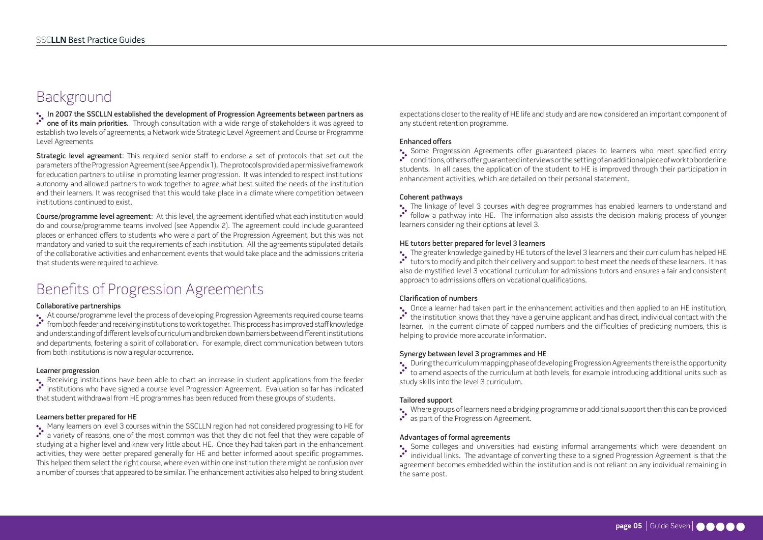# Background

**In 2007 the SSCLLN established the development of Progression Agreements between partners as one of its main priorities.** Through consultation with a wide range of stakeholders it was agreed to establish two levels of agreements, a Network wide Strategic Level Agreement and Course or Programme Level Agreements

**Strategic level agreement**: This required senior staff to endorse a set of protocols that set out the parameters of the Progression Agreement (see Appendix 1). The protocols provided a permissive framework for education partners to utilise in promoting learner progression. It was intended to respect institutions' autonomy and allowed partners to work together to agree what best suited the needs of the institution and their learners. It was recognised that this would take place in a climate where competition between institutions continued to exist.

**Course/programme level agreement**: At this level, the agreement identified what each institution would do and course/programme teams involved (see Appendix 2). The agreement could include guaranteed places or enhanced offers to students who were a part of the Progression Agreement, but this was not mandatory and varied to suit the requirements of each institution. All the agreements stipulated details of the collaborative activities and enhancement events that would take place and the admissions criteria that students were required to achieve.

# Benefits of Progression Agreements

### Collaborative partnerships

At course/programme level the process of developing Progression Agreements required course teams from both feeder and receiving institutions to work together. This process has improved staff knowledge and understanding of different levels of curriculum and broken down barriers between different institutions and departments, fostering a spirit of collaboration. For example, direct communication between tutors from both institutions is now a regular occurrence.

### Learner progression

Receiving institutions have been able to chart an increase in student applications from the feeder institutions who have signed a course level Progression Agreement. Evaluation so far has indicated that student withdrawal from HE programmes has been reduced from these groups of students.

### Learners better prepared for HE

Many learners on level 3 courses within the SSCLLN region had not considered progressing to HE for a variety of reasons, one of the most common was that they did not feel that they were capable of studying at a higher level and knew very little about HE. Once they had taken part in the enhancement activities, they were better prepared generally for HE and better informed about specific programmes. This helped them select the right course, where even within one institution there might be confusion over a number of courses that appeared to be similar. The enhancement activities also helped to bring student expectations closer to the reality of HE life and study and are now considered an important component of any student retention programme.

### Enhanced offers

Some Progression Agreements offer guaranteed places to learners who meet specified entry conditions, others offer guaranteed interviews or the setting of an additional piece of work to borderline students. In all cases, the application of the student to HE is improved through their participation in enhancement activities, which are detailed on their personal statement.

### Coherent pathways

The linkage of level 3 courses with degree programmes has enabled learners to understand and follow a pathway into HE. The information also assists the decision making process of younger learners considering their options at level 3.

### HE tutors better prepared for level 3 learners

The greater knowledge gained by HE tutors of the level 3 learners and their curriculum has helped HE tutors to modify and pitch their delivery and support to best meet the needs of these learners. It has also de-mystified level 3 vocational curriculum for admissions tutors and ensures a fair and consistent approach to admissions offers on vocational qualifications.

### Clarification of numbers

Once a learner had taken part in the enhancement activities and then applied to an HE institution, the institution knows that they have a genuine applicant and has direct, individual contact with the learner. In the current climate of capped numbers and the difficulties of predicting numbers, this is helping to provide more accurate information.

### Synergy between level 3 programmes and HE

During the curriculum mapping phase of developing Progression Agreements there is the opportunity to amend aspects of the curriculum at both levels, for example introducing additional units such as study skills into the level 3 curriculum.

### Tailored support

Where groups of learners need a bridging programme or additional support then this can be provided as part of the Progression Agreement.

### Advantages of formal agreements

Some colleges and universities had existing informal arrangements which were dependent on individual links. The advantage of converting these to a signed Progression Agreement is that the agreement becomes embedded within the institution and is not reliant on any individual remaining in the same post.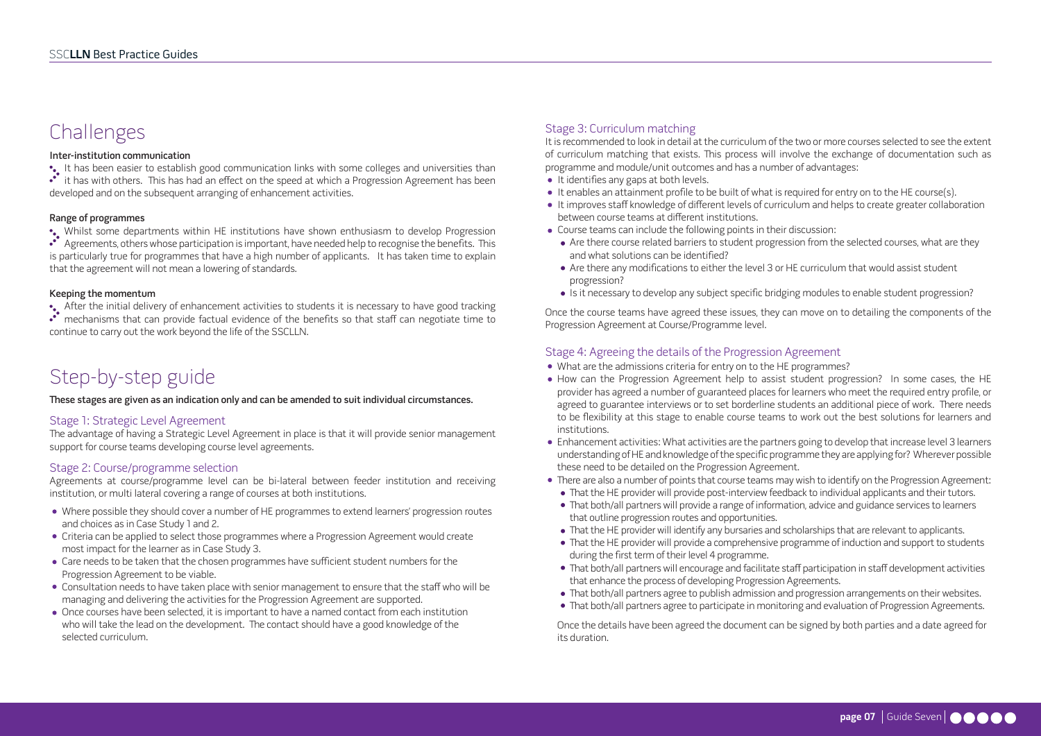# Challenges

**Inter-institution communication**

It has been easier to establish good communication links with some colleges and universities than it has with others. This has had an effect on the speed at which a Progression Agreement has been developed and on the subsequent arranging of enhancement activities.

**Range of programmes**

Whilst some departments within HE institutions have shown enthusiasm to develop Progression Agreements, others whose participation is important, have needed help to recognise the benefits. This is particularly true for programmes that have a high number of applicants. It has taken time to explain that the agreement will not mean a lowering of standards.

**Keeping the momentum**

After the initial delivery of enhancement activities to students it is necessary to have good tracking mechanisms that can provide factual evidence of the benefits so that staff can negotiate time to continue to carry out the work beyond the life of the SSCLLN.

# Step-by-step guide

**These stages are given as an indication only and can be amended to suit individual circumstances.**

## Stage 1: Strategic Level Agreement

The advantage of having a Strategic Level Agreement in place is that it will provide senior management support for course teams developing course level agreements.

## Stage 2: Course/programme selection

Agreements at course/programme level can be bi-lateral between feeder institution and receiving institution, or multi lateral covering a range of courses at both institutions.

- Where possible they should cover a number of HE programmes to extend learners' progression routes and choices as in Case Study 1 and 2.
- Criteria can be applied to select those programmes where a Progression Agreement would create most impact for the learner as in Case Study 3.
- Care needs to be taken that the chosen programmes have sufficient student numbers for the Progression Agreement to be viable.
- Consultation needs to have taken place with senior management to ensure that the staff who will be managing and delivering the activities for the Progression Agreement are supported.
- Once courses have been selected, it is important to have a named contact from each institution who will take the lead on the development. The contact should have a good knowledge of the selected curriculum.

## Stage 3: Curriculum matching

It is recommended to look in detail at the curriculum of the two or more courses selected to see the extent of curriculum matching that exists. This process will involve the exchange of documentation such as programme and module/unit outcomes and has a number of advantages:

- It identifies any gaps at both levels.
- It enables an attainment profile to be built of what is required for entry on to the HE course(s).
- It improves staff knowledge of different levels of curriculum and helps to create greater collaboration between course teams at different institutions.
- Course teams can include the following points in their discussion:
  - Are there course related barriers to student progression from the selected courses, what are they and what solutions can be identified?
  - Are there any modifications to either the level 3 or HE curriculum that would assist student progression?
  - Is it necessary to develop any subject specific bridging modules to enable student progression?

Once the course teams have agreed these issues, they can move on to detailing the components of the Progression Agreement at Course/Programme level.

## Stage 4: Agreeing the details of the Progression Agreement

- What are the admissions criteria for entry on to the HE programmes?
- How can the Progression Agreement help to assist student progression? In some cases, the HE provider has agreed a number of guaranteed places for learners who meet the required entry profile, or agreed to guarantee interviews or to set borderline students an additional piece of work. There needs to be flexibility at this stage to enable course teams to work out the best solutions for learners and institutions.
- Enhancement activities: What activities are the partners going to develop that increase level 3 learners understanding of HE and knowledge of the specific programme they are applying for? Wherever possible these need to be detailed on the Progression Agreement.
- There are also a number of points that course teams may wish to identify on the Progression Agreement:
  - That the HE provider will provide post-interview feedback to individual applicants and their tutors.
  - That both/all partners will provide a range of information, advice and guidance services to learners that outline progression routes and opportunities.
  - That the HE provider will identify any bursaries and scholarships that are relevant to applicants.
  - That the HE provider will provide a comprehensive programme of induction and support to students during the first term of their level 4 programme.
  - That both/all partners will encourage and facilitate staff participation in staff development activities that enhance the process of developing Progression Agreements.
  - That both/all partners agree to publish admission and progression arrangements on their websites.
  - That both/all partners agree to participate in monitoring and evaluation of Progression Agreements.

Once the details have been agreed the document can be signed by both parties and a date agreed for its duration.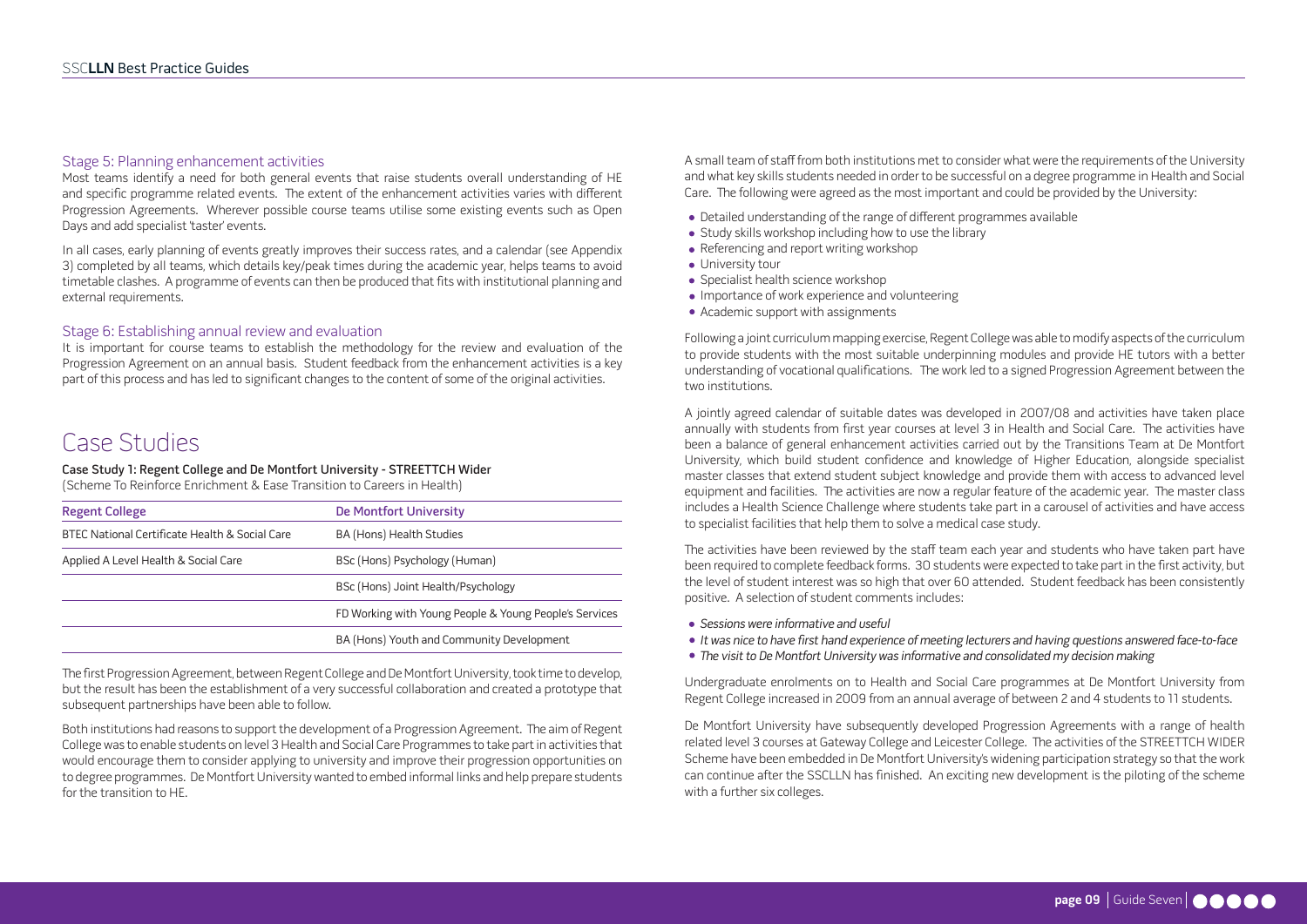### Stage 5: Planning enhancement activities

Most teams identify a need for both general events that raise students overall understanding of HE and specific programme related events. The extent of the enhancement activities varies with different Progression Agreements. Wherever possible course teams utilise some existing events such as Open Days and add specialist 'taster' events.

In all cases, early planning of events greatly improves their success rates, and a calendar (see Appendix 3) completed by all teams, which details key/peak times during the academic year, helps teams to avoid timetable clashes. A programme of events can then be produced that fits with institutional planning and external requirements.

### Stage 6: Establishing annual review and evaluation

It is important for course teams to establish the methodology for the review and evaluation of the Progression Agreement on an annual basis. Student feedback from the enhancement activities is a key part of this process and has led to significant changes to the content of some of the original activities.

# Case Studies

**Case Study 1: Regent College and De Montfort University - STREETTCH Wider**
(Scheme To Reinforce Enrichment & Ease Transition to Careers in Health)

| Regent College | De Montfort University |
| --- | --- |
| BTEC National Certificate Health & Social Care | BA (Hons) Health Studies |
| Applied A Level Health & Social Care | BSc (Hons) Psychology (Human) |
| | BSc (Hons) Joint Health/Psychology |
| | FD Working with Young People & Young People's Services |
| | BA (Hons) Youth and Community Development |

The first Progression Agreement, between Regent College and De Montfort University, took time to develop, but the result has been the establishment of a very successful collaboration and created a prototype that subsequent partnerships have been able to follow.

Both institutions had reasons to support the development of a Progression Agreement. The aim of Regent College was to enable students on level 3 Health and Social Care Programmes to take part in activities that would encourage them to consider applying to university and improve their progression opportunities on to degree programmes. De Montfort University wanted to embed informal links and help prepare students for the transition to HE.

A small team of staff from both institutions met to consider what were the requirements of the University and what key skills students needed in order to be successful on a degree programme in Health and Social Care. The following were agreed as the most important and could be provided by the University:

- Detailed understanding of the range of different programmes available
- Study skills workshop including how to use the library
- Referencing and report writing workshop
- University tour
- Specialist health science workshop
- Importance of work experience and volunteering
- Academic support with assignments

Following a joint curriculum mapping exercise, Regent College was able to modify aspects of the curriculum to provide students with the most suitable underpinning modules and provide HE tutors with a better understanding of vocational qualifications. The work led to a signed Progression Agreement between the two institutions.

A jointly agreed calendar of suitable dates was developed in 2007/08 and activities have taken place annually with students from first year courses at level 3 in Health and Social Care. The activities have been a balance of general enhancement activities carried out by the Transitions Team at De Montfort University, which build student confidence and knowledge of Higher Education, alongside specialist master classes that extend student subject knowledge and provide them with access to advanced level equipment and facilities. The activities are now a regular feature of the academic year. The master class includes a Health Science Challenge where students take part in a carousel of activities and have access to specialist facilities that help them to solve a medical case study.

The activities have been reviewed by the staff team each year and students who have taken part have been required to complete feedback forms. 30 students were expected to take part in the first activity, but the level of student interest was so high that over 60 attended. Student feedback has been consistently positive. A selection of student comments includes:

- *Sessions were informative and useful*
- *It was nice to have first hand experience of meeting lecturers and having questions answered face-to-face*
- *The visit to De Montfort University was informative and consolidated my decision making*

Undergraduate enrolments on to Health and Social Care programmes at De Montfort University from Regent College increased in 2009 from an annual average of between 2 and 4 students to 11 students.

De Montfort University have subsequently developed Progression Agreements with a range of health related level 3 courses at Gateway College and Leicester College. The activities of the STREETTCH WIDER Scheme have been embedded in De Montfort University's widening participation strategy so that the work can continue after the SSCLLN has finished. An exciting new development is the piloting of the scheme with a further six colleges.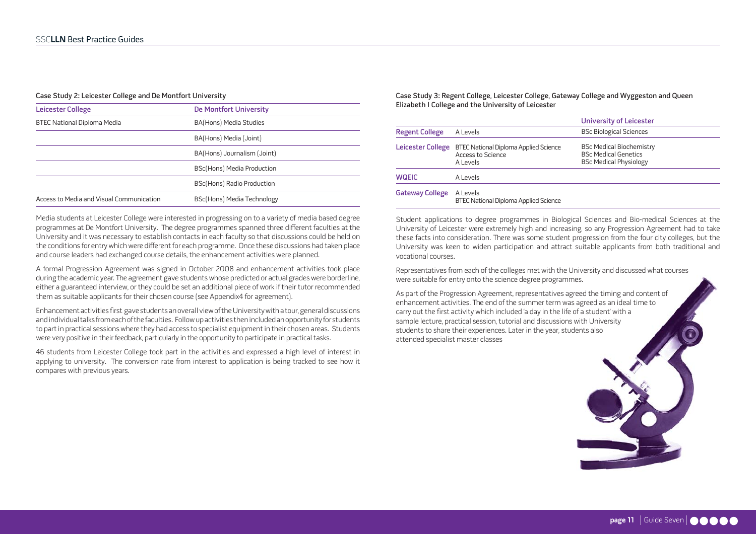### Case Study 2: Leicester College and De Montfort University

| Leicester College | De Montfort University |
|---|---|
| BTEC National Diploma Media | BA(Hons) Media Studies |
| | BA(Hons) Media (Joint) |
| | BA(Hons) Journalism (Joint) |
| | BSc(Hons) Media Production |
| | BSc(Hons) Radio Production |
| Access to Media and Visual Communication | BSc(Hons) Media Technology |

Media students at Leicester College were interested in progressing on to a variety of media based degree programmes at De Montfort University. The degree programmes spanned three different faculties at the University and it was necessary to establish contacts in each faculty so that discussions could be held on the conditions for entry which were different for each programme. Once these discussions had taken place and course leaders had exchanged course details, the enhancement activities were planned.

A formal Progression Agreement was signed in October 2008 and enhancement activities took place during the academic year. The agreement gave students whose predicted or actual grades were borderline, either a guaranteed interview, or they could be set an additional piece of work if their tutor recommended them as suitable applicants for their chosen course (see Appendix4 for agreement).

Enhancement activities first gave students an overall view of the University with a tour, general discussions and individual talks from each of the faculties. Follow up activities then included an opportunity for students to part in practical sessions where they had access to specialist equipment in their chosen areas. Students were very positive in their feedback, particularly in the opportunity to participate in practical tasks.

46 students from Leicester College took part in the activities and expressed a high level of interest in applying to university. The conversion rate from interest to application is being tracked to see how it compares with previous years.

### Case Study 3: Regent College, Leicester College, Gateway College and Wyggeston and Queen Elizabeth I College and the University of Leicester

| | | University of Leicester |
|---|---|---|
| Regent College | A Levels | BSc Biological Sciences |
| Leicester College | BTEC National Diploma Applied Science<br>Access to Science<br>A Levels | BSc Medical Biochemistry<br>BSc Medical Genetics<br>BSc Medical Physiology |
| WQEIC | A Levels | |
| Gateway College | A Levels<br>BTEC National Diploma Applied Science | |

Student applications to degree programmes in Biological Sciences and Bio-medical Sciences at the University of Leicester were extremely high and increasing, so any Progression Agreement had to take these facts into consideration. There was some student progression from the four city colleges, but the University was keen to widen participation and attract suitable applicants from both traditional and vocational courses.

Representatives from each of the colleges met with the University and discussed what courses were suitable for entry onto the science degree programmes.

As part of the Progression Agreement, representatives agreed the timing and content of enhancement activities. The end of the summer term was agreed as an ideal time to carry out the first activity which included 'a day in the life of a student' with a sample lecture, practical session, tutorial and discussions with University students to share their experiences. Later in the year, students also attended specialist master classes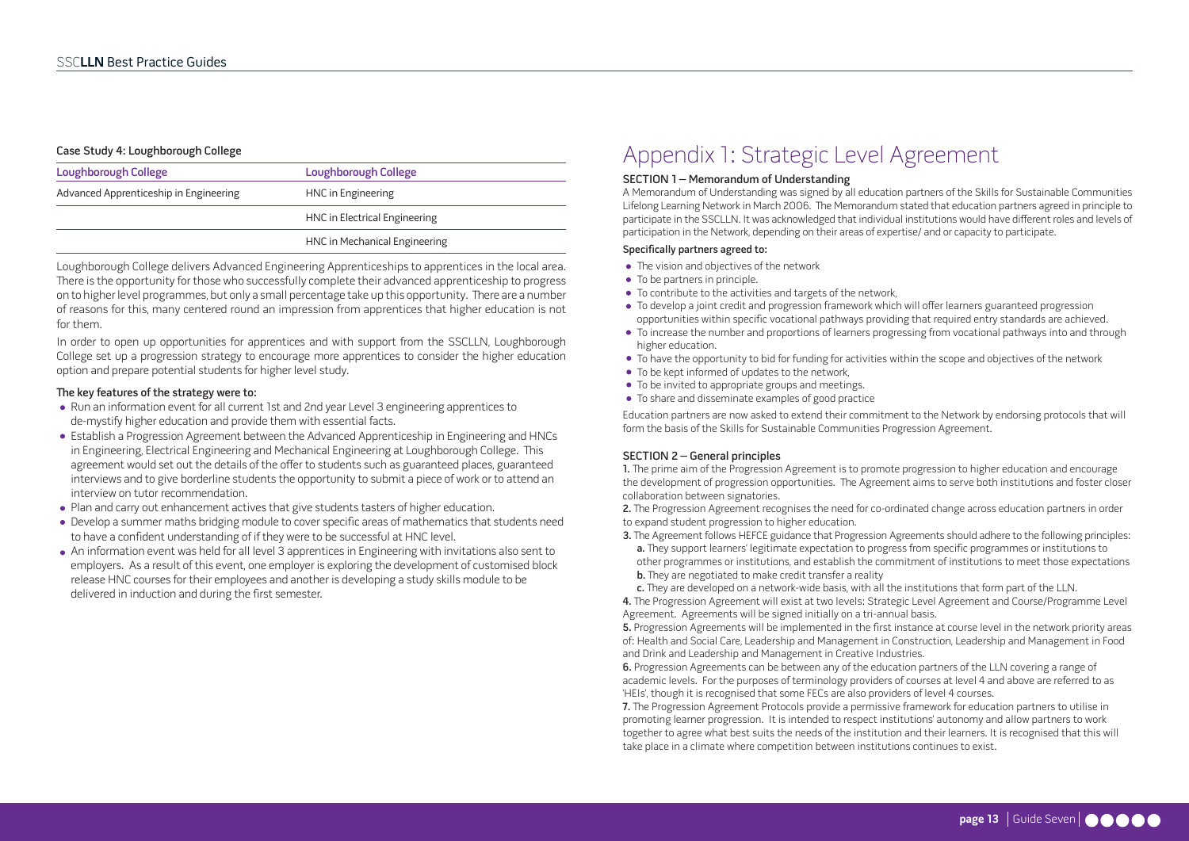### Case Study 4: Loughborough College

| Loughborough College | Loughborough College |
|---|---|
| Advanced Apprenticeship in Engineering | HNC in Engineering |
| | HNC in Electrical Engineering |
| | HNC in Mechanical Engineering |

Loughborough College delivers Advanced Engineering Apprenticeships to apprentices in the local area. There is the opportunity for those who successfully complete their advanced apprenticeship to progress on to higher level programmes, but only a small percentage take up this opportunity. There are a number of reasons for this, many centered round an impression from apprentices that higher education is not for them.

In order to open up opportunities for apprentices and with support from the SSCLLN, Loughborough College set up a progression strategy to encourage more apprentices to consider the higher education option and prepare potential students for higher level study.

**The key features of the strategy were to:**

- Run an information event for all current 1st and 2nd year Level 3 engineering apprentices to de-mystify higher education and provide them with essential facts.
- Establish a Progression Agreement between the Advanced Apprenticeship in Engineering and HNCs in Engineering, Electrical Engineering and Mechanical Engineering at Loughborough College. This agreement would set out the details of the offer to students such as guaranteed places, guaranteed interviews and to give borderline students the opportunity to submit a piece of work or to attend an interview on tutor recommendation.
- Plan and carry out enhancement actives that give students tasters of higher education.
- Develop a summer maths bridging module to cover specific areas of mathematics that students need to have a confident understanding of if they were to be successful at HNC level.
- An information event was held for all level 3 apprentices in Engineering with invitations also sent to employers. As a result of this event, one employer is exploring the development of customised block release HNC courses for their employees and another is developing a study skills module to be delivered in induction and during the first semester.

# Appendix 1: Strategic Level Agreement

**SECTION 1 – Memorandum of Understanding**

A Memorandum of Understanding was signed by all education partners of the Skills for Sustainable Communities Lifelong Learning Network in March 2006. The Memorandum stated that education partners agreed in principle to participate in the SSCLLN. It was acknowledged that individual institutions would have different roles and levels of participation in the Network, depending on their areas of expertise/ and or capacity to participate.

**Specifically partners agreed to:**

- The vision and objectives of the network
- To be partners in principle.
- To contribute to the activities and targets of the network,
- To develop a joint credit and progression framework which will offer learners guaranteed progression opportunities within specific vocational pathways providing that required entry standards are achieved.
- To increase the number and proportions of learners progressing from vocational pathways into and through higher education.
- To have the opportunity to bid for funding for activities within the scope and objectives of the network
- To be kept informed of updates to the network,
- To be invited to appropriate groups and meetings.
- To share and disseminate examples of good practice

Education partners are now asked to extend their commitment to the Network by endorsing protocols that will form the basis of the Skills for Sustainable Communities Progression Agreement.

**SECTION 2 – General principles**

**1.** The prime aim of the Progression Agreement is to promote progression to higher education and encourage the development of progression opportunities. The Agreement aims to serve both institutions and foster closer collaboration between signatories.

**2.** The Progression Agreement recognises the need for co-ordinated change across education partners in order to expand student progression to higher education.

**3.** The Agreement follows HEFCE guidance that Progression Agreements should adhere to the following principles:
  **a.** They support learners' legitimate expectation to progress from specific programmes or institutions to other programmes or institutions, and establish the commitment of institutions to meet those expectations
  **b.** They are negotiated to make credit transfer a reality
  **c.** They are developed on a network-wide basis, with all the institutions that form part of the LLN.

**4.** The Progression Agreement will exist at two levels: Strategic Level Agreement and Course/Programme Level Agreement. Agreements will be signed initially on a tri-annual basis.

**5.** Progression Agreements will be implemented in the first instance at course level in the network priority areas of: Health and Social Care, Leadership and Management in Construction, Leadership and Management in Food and Drink and Leadership and Management in Creative Industries.

**6.** Progression Agreements can be between any of the education partners of the LLN covering a range of academic levels. For the purposes of terminology providers of courses at level 4 and above are referred to as 'HEIs', though it is recognised that some FECs are also providers of level 4 courses.

**7.** The Progression Agreement Protocols provide a permissive framework for education partners to utilise in promoting learner progression. It is intended to respect institutions' autonomy and allow partners to work together to agree what best suits the needs of the institution and their learners. It is recognised that this will take place in a climate where competition between institutions continues to exist.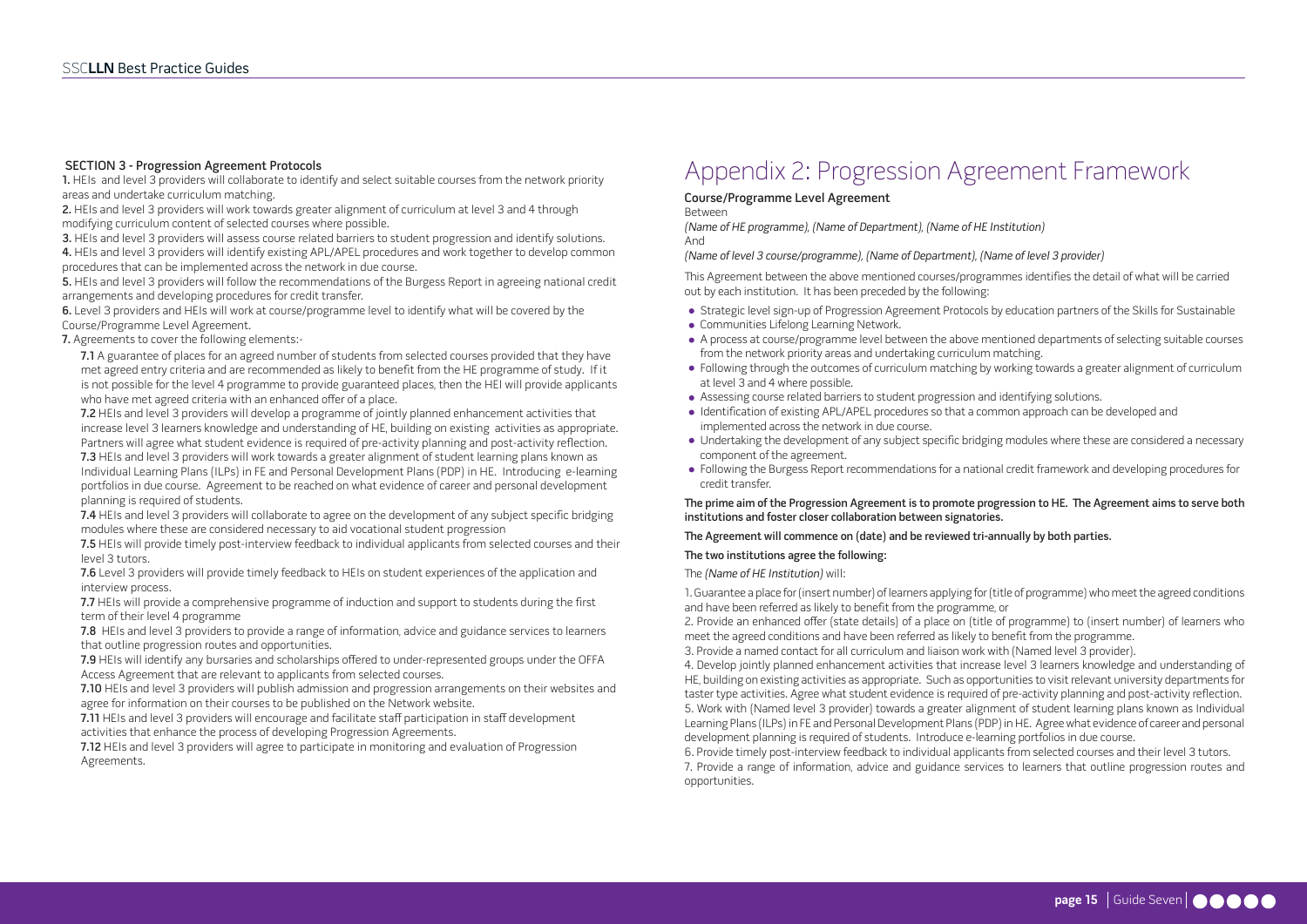**SECTION 3 - Progression Agreement Protocols**

**1.** HEIs and level 3 providers will collaborate to identify and select suitable courses from the network priority areas and undertake curriculum matching.

**2.** HEIs and level 3 providers will work towards greater alignment of curriculum at level 3 and 4 through modifying curriculum content of selected courses where possible.

**3.** HEIs and level 3 providers will assess course related barriers to student progression and identify solutions.

**4.** HEIs and level 3 providers will identify existing APL/APEL procedures and work together to develop common procedures that can be implemented across the network in due course.

**5.** HEIs and level 3 providers will follow the recommendations of the Burgess Report in agreeing national credit arrangements and developing procedures for credit transfer.

**6.** Level 3 providers and HEIs will work at course/programme level to identify what will be covered by the Course/Programme Level Agreement.

**7.** Agreements to cover the following elements:-

**7.1** A guarantee of places for an agreed number of students from selected courses provided that they have met agreed entry criteria and are recommended as likely to benefit from the HE programme of study. If it is not possible for the level 4 programme to provide guaranteed places, then the HEI will provide applicants who have met agreed criteria with an enhanced offer of a place.

**7.2** HEIs and level 3 providers will develop a programme of jointly planned enhancement activities that increase level 3 learners knowledge and understanding of HE, building on existing activities as appropriate. Partners will agree what student evidence is required of pre-activity planning and post-activity reflection.

**7.3** HEIs and level 3 providers will work towards a greater alignment of student learning plans known as Individual Learning Plans (ILPs) in FE and Personal Development Plans (PDP) in HE. Introducing e-learning portfolios in due course. Agreement to be reached on what evidence of career and personal development planning is required of students.

**7.4** HEIs and level 3 providers will collaborate to agree on the development of any subject specific bridging modules where these are considered necessary to aid vocational student progression

**7.5** HEIs will provide timely post-interview feedback to individual applicants from selected courses and their level 3 tutors.

**7.6** Level 3 providers will provide timely feedback to HEIs on student experiences of the application and interview process.

**7.7** HEIs will provide a comprehensive programme of induction and support to students during the first term of their level 4 programme

**7.8** HEIs and level 3 providers to provide a range of information, advice and guidance services to learners that outline progression routes and opportunities.

**7.9** HEIs will identify any bursaries and scholarships offered to under-represented groups under the OFFA Access Agreement that are relevant to applicants from selected courses.

**7.10** HEIs and level 3 providers will publish admission and progression arrangements on their websites and agree for information on their courses to be published on the Network website.

**7.11** HEIs and level 3 providers will encourage and facilitate staff participation in staff development activities that enhance the process of developing Progression Agreements.

**7.12** HEIs and level 3 providers will agree to participate in monitoring and evaluation of Progression Agreements.

# Appendix 2: Progression Agreement Framework

**Course/Programme Level Agreement**

Between

*(Name of HE programme), (Name of Department), (Name of HE Institution)*

And

*(Name of level 3 course/programme), (Name of Department), (Name of level 3 provider)*

This Agreement between the above mentioned courses/programmes identifies the detail of what will be carried out by each institution. It has been preceded by the following:

- Strategic level sign-up of Progression Agreement Protocols by education partners of the Skills for Sustainable
- Communities Lifelong Learning Network.
- A process at course/programme level between the above mentioned departments of selecting suitable courses from the network priority areas and undertaking curriculum matching.
- Following through the outcomes of curriculum matching by working towards a greater alignment of curriculum at level 3 and 4 where possible.
- Assessing course related barriers to student progression and identifying solutions.
- Identification of existing APL/APEL procedures so that a common approach can be developed and implemented across the network in due course.
- Undertaking the development of any subject specific bridging modules where these are considered a necessary component of the agreement.
- Following the Burgess Report recommendations for a national credit framework and developing procedures for credit transfer.

**The prime aim of the Progression Agreement is to promote progression to HE. The Agreement aims to serve both institutions and foster closer collaboration between signatories.**

**The Agreement will commence on (date) and be reviewed tri-annually by both parties.**

**The two institutions agree the following:**

The *(Name of HE Institution)* will:

1. Guarantee a place for (insert number) of learners applying for (title of programme) who meet the agreed conditions and have been referred as likely to benefit from the programme, or
2. Provide an enhanced offer (state details) of a place on (title of programme) to (insert number) of learners who meet the agreed conditions and have been referred as likely to benefit from the programme.
3. Provide a named contact for all curriculum and liaison work with (Named level 3 provider).
4. Develop jointly planned enhancement activities that increase level 3 learners knowledge and understanding of HE, building on existing activities as appropriate. Such as opportunities to visit relevant university departments for taster type activities. Agree what student evidence is required of pre-activity planning and post-activity reflection.
5. Work with (Named level 3 provider) towards a greater alignment of student learning plans known as Individual Learning Plans (ILPs) in FE and Personal Development Plans (PDP) in HE. Agree what evidence of career and personal development planning is required of students. Introduce e-learning portfolios in due course.
6. Provide timely post-interview feedback to individual applicants from selected courses and their level 3 tutors.
7. Provide a range of information, advice and guidance services to learners that outline progression routes and opportunities.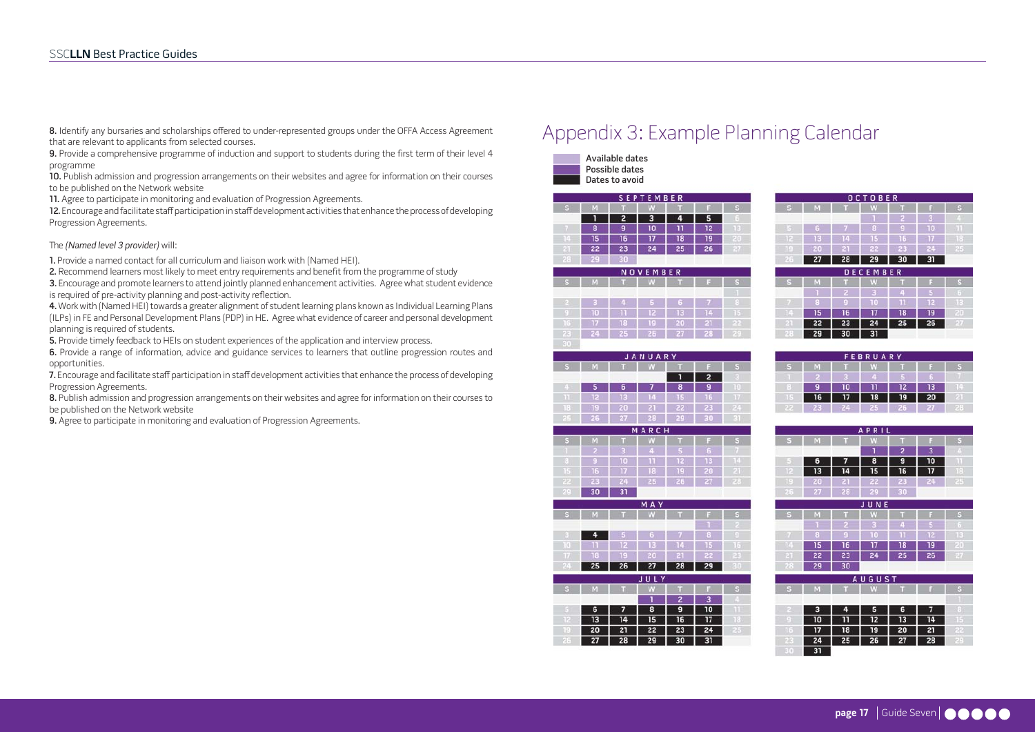**8.** Identify any bursaries and scholarships offered to under-represented groups under the OFFA Access Agreement that are relevant to applicants from selected courses.
**9.** Provide a comprehensive programme of induction and support to students during the first term of their level 4 programme
**10.** Publish admission and progression arrangements on their websites and agree for information on their courses to be published on the Network website
**11.** Agree to participate in monitoring and evaluation of Progression Agreements.
**12.** Encourage and facilitate staff participation in staff development activities that enhance the process of developing Progression Agreements.

The *(Named level 3 provider)* will:

**1.** Provide a named contact for all curriculum and liaison work with (Named HEI).
**2.** Recommend learners most likely to meet entry requirements and benefit from the programme of study
**3.** Encourage and promote learners to attend jointly planned enhancement activities. Agree what student evidence is required of pre-activity planning and post-activity reflection.
**4.** Work with (Named HEI) towards a greater alignment of student learning plans known as Individual Learning Plans (ILPs) in FE and Personal Development Plans (PDP) in HE. Agree what evidence of career and personal development planning is required of students.
**5.** Provide timely feedback to HEIs on student experiences of the application and interview process.
**6.** Provide a range of information, advice and guidance services to learners that outline progression routes and opportunities.
**7.** Encourage and facilitate staff participation in staff development activities that enhance the process of developing Progression Agreements.
**8.** Publish admission and progression arrangements on their websites and agree for information on their courses to be published on the Network website
**9.** Agree to participate in monitoring and evaluation of Progression Agreements.

# Appendix 3: Example Planning Calendar

Available dates
Possible dates
Dates to avoid

**SEPTEMBER**

| S | M | T | W | T | F | S |
|---|---|---|---|---|---|---|
| | 1 | 2 | 3 | 4 | 5 | 6 |
| 7 | 8 | 9 | 10 | 11 | 12 | 13 |
| 14 | 15 | 16 | 17 | 18 | 19 | 20 |
| 21 | 22 | 23 | 24 | 25 | 26 | 27 |
| 28 | 29 | 30 | | | | |

**OCTOBER**

| S | M | T | W | T | F | S |
|---|---|---|---|---|---|---|
| | | | 1 | 2 | 3 | 4 |
| 5 | 6 | 7 | 8 | 9 | 10 | 11 |
| 12 | 13 | 14 | 15 | 16 | 17 | 18 |
| 19 | 20 | 21 | 22 | 23 | 24 | 25 |
| 26 | 27 | 28 | 29 | 30 | 31 | |

**NOVEMBER**

| S | M | T | W | T | F | S |
|---|---|---|---|---|---|---|
| | | | | | | 1 |
| 2 | 3 | 4 | 5 | 6 | 7 | 8 |
| 9 | 10 | 11 | 12 | 13 | 14 | 15 |
| 16 | 17 | 18 | 19 | 20 | 21 | 22 |
| 23 | 24 | 25 | 26 | 27 | 28 | 29 |
| 30 | | | | | | |

**DECEMBER**

| S | M | T | W | T | F | S |
|---|---|---|---|---|---|---|
| | 1 | 2 | 3 | 4 | 5 | 6 |
| 7 | 8 | 9 | 10 | 11 | 12 | 13 |
| 14 | 15 | 16 | 17 | 18 | 19 | 20 |
| 21 | 22 | 23 | 24 | 25 | 26 | 27 |
| 28 | 29 | 30 | 31 | | | |

**JANUARY**

| S | M | T | W | T | F | S |
|---|---|---|---|---|---|---|
| | | | | 1 | 2 | 3 |
| 4 | 5 | 6 | 7 | 8 | 9 | 10 |
| 11 | 12 | 13 | 14 | 15 | 16 | 17 |
| 18 | 19 | 20 | 21 | 22 | 23 | 24 |
| 25 | 26 | 27 | 28 | 29 | 30 | 31 |

**FEBRUARY**

| S | M | T | W | T | F | S |
|---|---|---|---|---|---|---|
| 1 | 2 | 3 | 4 | 5 | 6 | 7 |
| 8 | 9 | 10 | 11 | 12 | 13 | 14 |
| 15 | 16 | 17 | 18 | 19 | 20 | 21 |
| 22 | 23 | 24 | 25 | 26 | 27 | 28 |

**MARCH**

| S | M | T | W | T | F | S |
|---|---|---|---|---|---|---|
| 1 | 2 | 3 | 4 | 5 | 6 | 7 |
| 8 | 9 | 10 | 11 | 12 | 13 | 14 |
| 15 | 16 | 17 | 18 | 19 | 20 | 21 |
| 22 | 23 | 24 | 25 | 26 | 27 | 28 |
| 29 | 30 | 31 | | | | |

**APRIL**

| S | M | T | W | T | F | S |
|---|---|---|---|---|---|---|
| | | | 1 | 2 | 3 | 4 |
| 5 | 6 | 7 | 8 | 9 | 10 | 11 |
| 12 | 13 | 14 | 15 | 16 | 17 | 18 |
| 19 | 20 | 21 | 22 | 23 | 24 | 25 |
| 26 | 27 | 28 | 29 | 30 | | |

**MAY**

| S | M | T | W | T | F | S |
|---|---|---|---|---|---|---|
| | | | | | 1 | 2 |
| 3 | 4 | 5 | 6 | 7 | 8 | 9 |
| 10 | 11 | 12 | 13 | 14 | 15 | 16 |
| 17 | 18 | 19 | 20 | 21 | 22 | 23 |
| 24 | 25 | 26 | 27 | 28 | 29 | 30 |

**JUNE**

| S | M | T | W | T | F | S |
|---|---|---|---|---|---|---|
| | 1 | 2 | 3 | 4 | 5 | 6 |
| 7 | 8 | 9 | 10 | 11 | 12 | 13 |
| 14 | 15 | 16 | 17 | 18 | 19 | 20 |
| 21 | 22 | 23 | 24 | 25 | 26 | 27 |
| 28 | 29 | 30 | | | | |

**JULY**

| S | M | T | W | T | F | S |
|---|---|---|---|---|---|---|
| | | | 1 | 2 | 3 | 4 |
| 5 | 6 | 7 | 8 | 9 | 10 | 11 |
| 12 | 13 | 14 | 15 | 16 | 17 | 18 |
| 19 | 20 | 21 | 22 | 23 | 24 | 25 |
| 26 | 27 | 28 | 29 | 30 | 31 | |

**AUGUST**

| S | M | T | W | T | F | S |
|---|---|---|---|---|---|---|
| | | | | | | 1 |
| 2 | 3 | 4 | 5 | 6 | 7 | 8 |
| 9 | 10 | 11 | 12 | 13 | 14 | 15 |
| 16 | 17 | 18 | 19 | 20 | 21 | 22 |
| 23 | 24 | 25 | 26 | 27 | 28 | 29 |
| 30 | 31 | | | | | |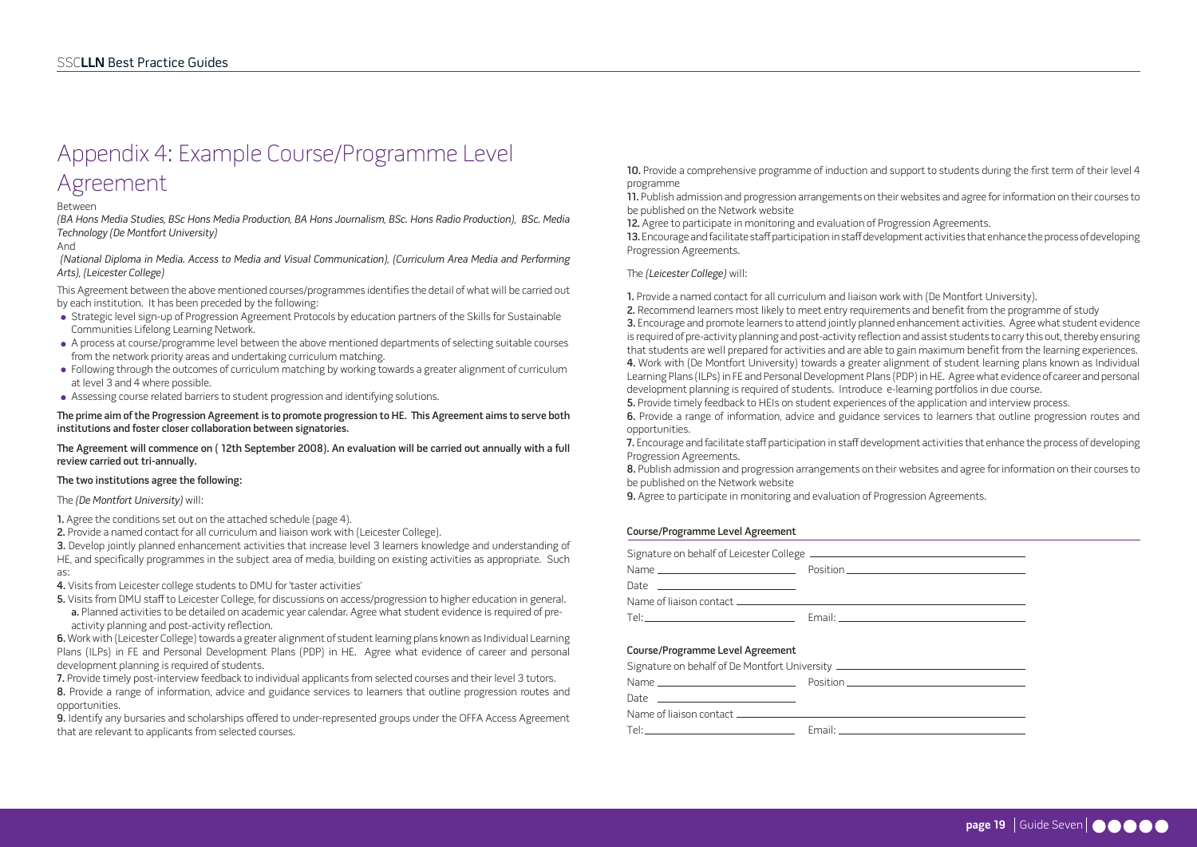# Appendix 4: Example Course/Programme Level Agreement

Between

*(BA Hons Media Studies, BSc Hons Media Production, BA Hons Journalism, BSc. Hons Radio Production), BSc. Media Technology (De Montfort University)*

And

*(National Diploma in Media. Access to Media and Visual Communication), (Curriculum Area Media and Performing Arts), (Leicester College)*

This Agreement between the above mentioned courses/programmes identifies the detail of what will be carried out by each institution. It has been preceded by the following:

- Strategic level sign-up of Progression Agreement Protocols by education partners of the Skills for Sustainable Communities Lifelong Learning Network.
- A process at course/programme level between the above mentioned departments of selecting suitable courses from the network priority areas and undertaking curriculum matching.
- Following through the outcomes of curriculum matching by working towards a greater alignment of curriculum at level 3 and 4 where possible.
- Assessing course related barriers to student progression and identifying solutions.

**The prime aim of the Progression Agreement is to promote progression to HE. This Agreement aims to serve both institutions and foster closer collaboration between signatories.**

**The Agreement will commence on ( 12th September 2008). An evaluation will be carried out annually with a full review carried out tri-annually.**

**The two institutions agree the following:**

The *(De Montfort University)* will:

**1.** Agree the conditions set out on the attached schedule (page 4).

**2.** Provide a named contact for all curriculum and liaison work with (Leicester College).

**3.** Develop jointly planned enhancement activities that increase level 3 learners knowledge and understanding of HE, and specifically programmes in the subject area of media, building on existing activities as appropriate. Such as:

**4.** Visits from Leicester college students to DMU for 'taster activities'

**5.** Visits from DMU staff to Leicester College, for discussions on access/progression to higher education in general.

**a.** Planned activities to be detailed on academic year calendar. Agree what student evidence is required of pre-activity planning and post-activity reflection.

**6.** Work with (Leicester College) towards a greater alignment of student learning plans known as Individual Learning Plans (ILPs) in FE and Personal Development Plans (PDP) in HE. Agree what evidence of career and personal development planning is required of students.

**7.** Provide timely post-interview feedback to individual applicants from selected courses and their level 3 tutors.

**8.** Provide a range of information, advice and guidance services to learners that outline progression routes and opportunities.

**9.** Identify any bursaries and scholarships offered to under-represented groups under the OFFA Access Agreement that are relevant to applicants from selected courses.

**10.** Provide a comprehensive programme of induction and support to students during the first term of their level 4 programme

**11.** Publish admission and progression arrangements on their websites and agree for information on their courses to be published on the Network website

**12.** Agree to participate in monitoring and evaluation of Progression Agreements.

**13.** Encourage and facilitate staff participation in staff development activities that enhance the process of developing Progression Agreements.

The *(Leicester College)* will:

**1.** Provide a named contact for all curriculum and liaison work with (De Montfort University).

**2.** Recommend learners most likely to meet entry requirements and benefit from the programme of study

**3.** Encourage and promote learners to attend jointly planned enhancement activities. Agree what student evidence is required of pre-activity planning and post-activity reflection and assist students to carry this out, thereby ensuring that students are well prepared for activities and are able to gain maximum benefit from the learning experiences.

**4.** Work with (De Montfort University) towards a greater alignment of student learning plans known as Individual Learning Plans (ILPs) in FE and Personal Development Plans (PDP) in HE. Agree what evidence of career and personal development planning is required of students. Introduce e-learning portfolios in due course.

**5.** Provide timely feedback to HEIs on student experiences of the application and interview process.

**6.** Provide a range of information, advice and guidance services to learners that outline progression routes and opportunities.

**7.** Encourage and facilitate staff participation in staff development activities that enhance the process of developing Progression Agreements.

**8.** Publish admission and progression arrangements on their websites and agree for information on their courses to be published on the Network website

**9.** Agree to participate in monitoring and evaluation of Progression Agreements.

**Course/Programme Level Agreement**

Signature on behalf of Leicester College ____________________

Name ____________________ Position ____________________

Date ____________________

Name of liaison contact ____________________

Tel: ____________________ Email: ____________________

**Course/Programme Level Agreement**

Signature on behalf of De Montfort University ____________________

Name ____________________ Position ____________________

Date ____________________

Name of liaison contact ____________________

Tel: ____________________ Email: ____________________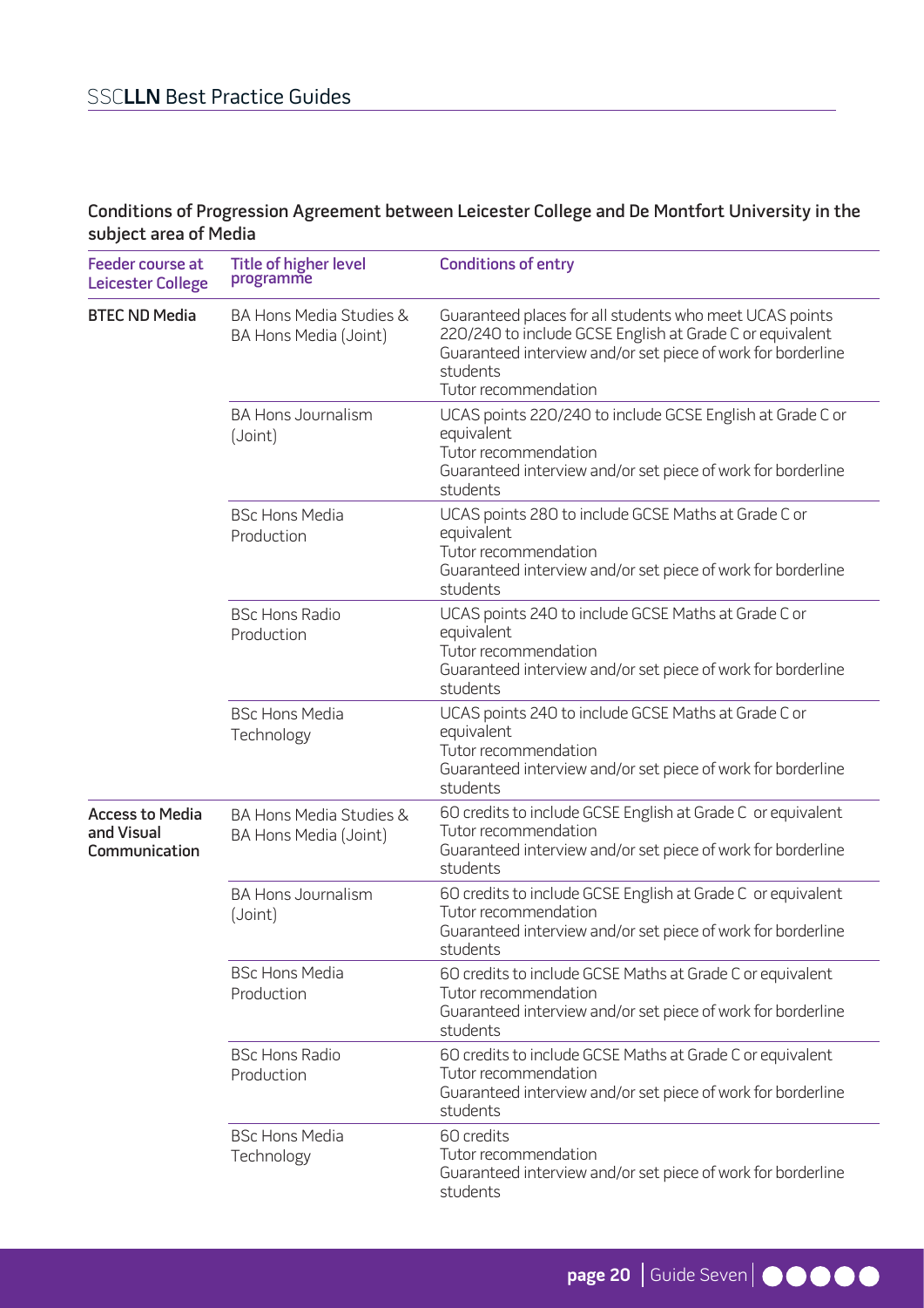## Conditions of Progression Agreement between Leicester College and De Montfort University in the subject area of Media

| Feeder course at Leicester College | Title of higher level programme | Conditions of entry |
| --- | --- | --- |
| **BTEC ND Media** | BA Hons Media Studies & BA Hons Media (Joint) | Guaranteed places for all students who meet UCAS points 220/240 to include GCSE English at Grade C or equivalent<br>Guaranteed interview and/or set piece of work for borderline students<br>Tutor recommendation |
| | BA Hons Journalism (Joint) | UCAS points 220/240 to include GCSE English at Grade C or equivalent<br>Tutor recommendation<br>Guaranteed interview and/or set piece of work for borderline students |
| | BSc Hons Media Production | UCAS points 280 to include GCSE Maths at Grade C or equivalent<br>Tutor recommendation<br>Guaranteed interview and/or set piece of work for borderline students |
| | BSc Hons Radio Production | UCAS points 240 to include GCSE Maths at Grade C or equivalent<br>Tutor recommendation<br>Guaranteed interview and/or set piece of work for borderline students |
| | BSc Hons Media Technology | UCAS points 240 to include GCSE Maths at Grade C or equivalent<br>Tutor recommendation<br>Guaranteed interview and/or set piece of work for borderline students |
| **Access to Media and Visual Communication** | BA Hons Media Studies & BA Hons Media (Joint) | 60 credits to include GCSE English at Grade C or equivalent<br>Tutor recommendation<br>Guaranteed interview and/or set piece of work for borderline students |
| | BA Hons Journalism (Joint) | 60 credits to include GCSE English at Grade C or equivalent<br>Tutor recommendation<br>Guaranteed interview and/or set piece of work for borderline students |
| | BSc Hons Media Production | 60 credits to include GCSE Maths at Grade C or equivalent<br>Tutor recommendation<br>Guaranteed interview and/or set piece of work for borderline students |
| | BSc Hons Radio Production | 60 credits to include GCSE Maths at Grade C or equivalent<br>Tutor recommendation<br>Guaranteed interview and/or set piece of work for borderline students |
| | BSc Hons Media Technology | 60 credits<br>Tutor recommendation<br>Guaranteed interview and/or set piece of work for borderline students |